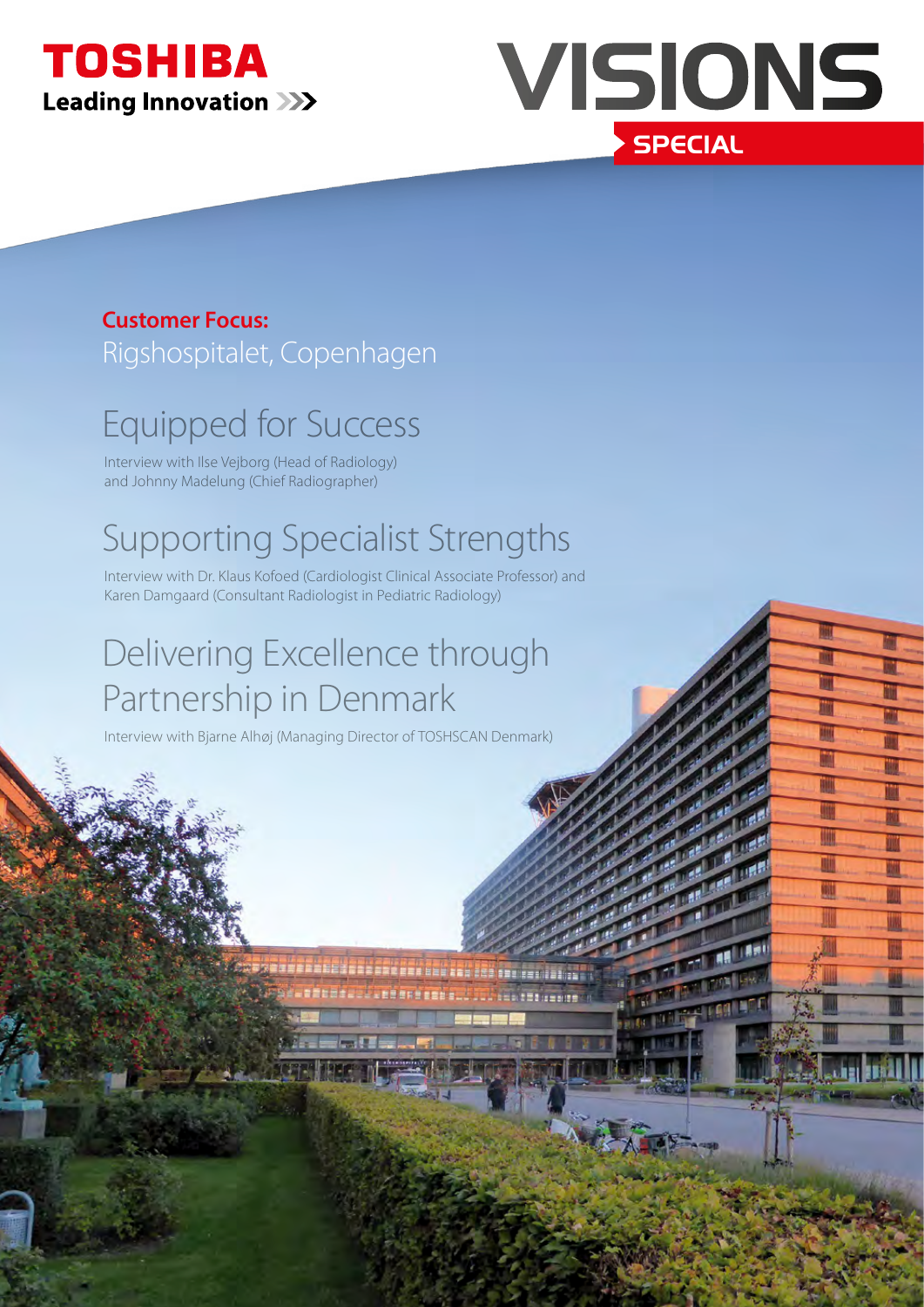TOSHIBA

Leading Innovation >>>

# VISIONS

SPECIAL

**Customer Focus:**

Rigshospitalet, Copenhagen

## Equipped for Success

Interview with Ilse Vejborg (Head of Radiology) and Johnny Madelung (Chief Radiographer)

## Supporting Specialist Strengths

Interview with Dr. Klaus Kofoed (Cardiologist Clinical Associate Professor) and Karen Damgaard (Consultant Radiologist in Pediatric Radiology)

## Delivering Excellence through Partnership in Denmark

Interview with Bjarne Alhøj (Managing Director of TOSHSCAN Denmark)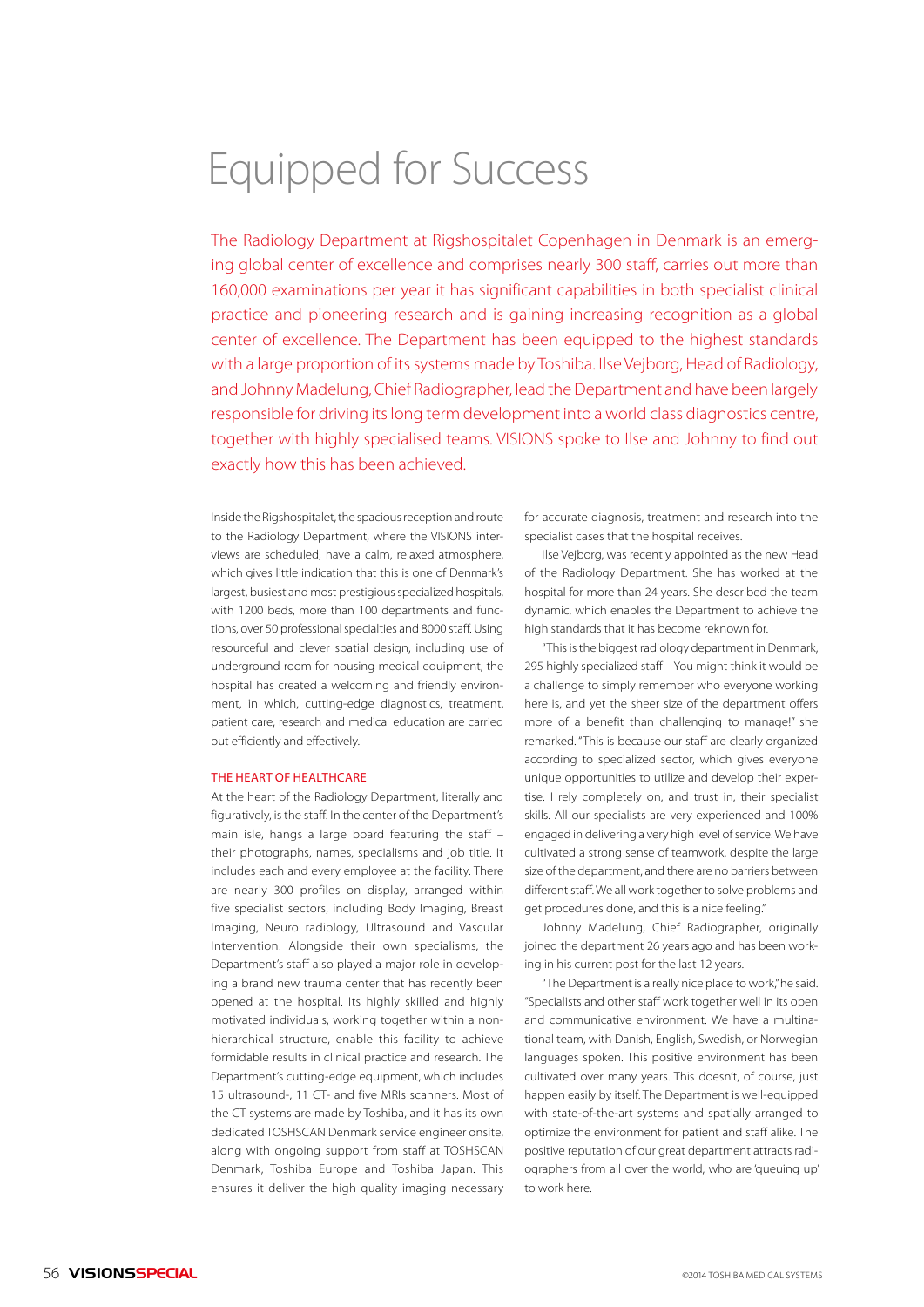# Equipped for Success

The Radiology Department at Rigshospitalet Copenhagen in Denmark is an emerging global center of excellence and comprises nearly 300 staff, carries out more than 160,000 examinations per year it has significant capabilities in both specialist clinical practice and pioneering research and is gaining increasing recognition as a global center of excellence. The Department has been equipped to the highest standards with a large proportion of its systems made by Toshiba. Ilse Vejborg, Head of Radiology, and Johnny Madelung, Chief Radiographer, lead the Department and have been largely responsible for driving its long term development into a world class diagnostics centre, together with highly specialised teams. VISIONS spoke to Ilse and Johnny to find out exactly how this has been achieved.

Inside the Rigshospitalet, the spacious reception and route to the Radiology Department, where the VISIONS interviews are scheduled, have a calm, relaxed atmosphere, which gives little indication that this is one of Denmark's largest, busiest and most prestigious specialized hospitals, with 1200 beds, more than 100 departments and functions, over 50 professional specialties and 8000 staff. Using resourceful and clever spatial design, including use of underground room for housing medical equipment, the hospital has created a welcoming and friendly environment, in which, cutting-edge diagnostics, treatment, patient care, research and medical education are carried out efficiently and effectively.

## THE HEART OF HEALTHCARE

At the heart of the Radiology Department, literally and figuratively, is the staff. In the center of the Department's main isle, hangs a large board featuring the staff – their photographs, names, specialisms and job title. It includes each and every employee at the facility. There are nearly 300 profiles on display, arranged within five specialist sectors, including Body Imaging, Breast Imaging, Neuro radiology, Ultrasound and Vascular Intervention. Alongside their own specialisms, the Department's staff also played a major role in developing a brand new trauma center that has recently been opened at the hospital. Its highly skilled and highly motivated individuals, working together within a non-hierarchical structure, enable this facility to achieve formidable results in clinical practice and research. The Department's cutting-edge equipment, which includes 15 ultrasound-, 11 CT- and five MRIs scanners. Most of the CT systems are made by Toshiba, and it has its own dedicated TOSHSCAN Denmark service engineer onsite, along with ongoing support from staff at TOSHSCAN Denmark, Toshiba Europe and Toshiba Japan. This ensures it deliver the high quality imaging necessary for accurate diagnosis, treatment and research into the specialist cases that the hospital receives.

Ilse Vejborg, was recently appointed as the new Head of the Radiology Department. She has worked at the hospital for more than 24 years. She described the team dynamic, which enables the Department to achieve the high standards that it has become reknown for.

"This is the biggest radiology department in Denmark, 295 highly specialized staff – You might think it would be a challenge to simply remember who everyone working here is, and yet the sheer size of the department offers more of a benefit than challenging to manage!" she remarked. "This is because our staff are clearly organized according to specialized sector, which gives everyone unique opportunities to utilize and develop their expertise. I rely completely on, and trust in, their specialist skills. All our specialists are very experienced and 100% engaged in delivering a very high level of service. We have cultivated a strong sense of teamwork, despite the large size of the department, and there are no barriers between different staff. We all work together to solve problems and get procedures done, and this is a nice feeling."

Johnny Madelung, Chief Radiographer, originally joined the department 26 years ago and has been working in his current post for the last 12 years.

"The Department is a really nice place to work," he said. "Specialists and other staff work together well in its open and communicative environment. We have a multinational team, with Danish, English, Swedish, or Norwegian languages spoken. This positive environment has been cultivated over many years. This doesn't, of course, just happen easily by itself. The Department is well-equipped with state-of-the-art systems and spatially arranged to optimize the environment for patient and staff alike. The positive reputation of our great department attracts radiographers from all over the world, who are 'queuing up' to work here.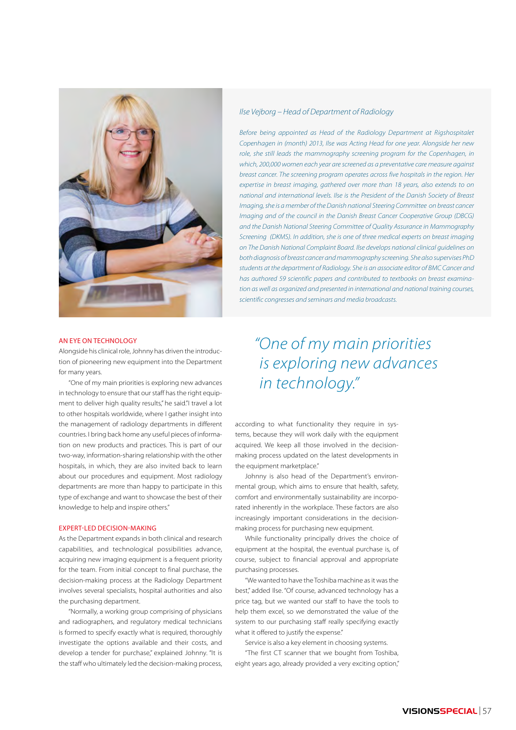*Ilse Vejborg – Head of Department of Radiology*

*Before being appointed as Head of the Radiology Department at Rigshospitalet Copenhagen in (month) 2013, Ilse was Acting Head for one year. Alongside her new role, she still leads the mammography screening program for the Copenhagen, in which, 200,000 women each year are screened as a preventative care measure against breast cancer. The screening program operates across five hospitals in the region. Her expertise in breast imaging, gathered over more than 18 years, also extends to on national and international levels. Ilse is the President of the Danish Society of Breast Imaging, she is a member of the Danish national Steering Committee on breast cancer Imaging and of the council in the Danish Breast Cancer Cooperative Group (DBCG) and the Danish National Steering Committee of Quality Assurance in Mammography Screening (DKMS). In addition, she is one of three medical experts on breast imaging on The Danish National Complaint Board. Ilse develops national clinical guidelines on both diagnosis of breast cancer and mammography screening. She also supervises PhD students at the department of Radiology. She is an associate editor of BMC Cancer and has authored 59 scientific papers and contributed to textbooks on breast examination as well as organized and presented in international and national training courses, scientific congresses and seminars and media broadcasts.*

## AN EYE ON TECHNOLOGY

Alongside his clinical role, Johnny has driven the introduction of pioneering new equipment into the Department for many years.

"One of my main priorities is exploring new advances in technology to ensure that our staff has the right equipment to deliver high quality results," he said."I travel a lot to other hospitals worldwide, where I gather insight into the management of radiology departments in different countries. I bring back home any useful pieces of information on new products and practices. This is part of our two-way, information-sharing relationship with the other hospitals, in which, they are also invited back to learn about our procedures and equipment. Most radiology departments are more than happy to participate in this type of exchange and want to showcase the best of their knowledge to help and inspire others."

## EXPERT-LED DECISION-MAKING

As the Department expands in both clinical and research capabilities, and technological possibilities advance, acquiring new imaging equipment is a frequent priority for the team. From initial concept to final purchase, the decision-making process at the Radiology Department involves several specialists, hospital authorities and also the purchasing department.

"Normally, a working group comprising of physicians and radiographers, and regulatory medical technicians is formed to specify exactly what is required, thoroughly investigate the options available and their costs, and develop a tender for purchase," explained Johnny. "It is the staff who ultimately led the decision-making process, according to what functionality they require in systems, because they will work daily with the equipment acquired. We keep all those involved in the decision-making process updated on the latest developments in the equipment marketplace."

> *"One of my main priorities is exploring new advances in technology."*

Johnny is also head of the Department's environmental group, which aims to ensure that health, safety, comfort and environmentally sustainability are incorporated inherently in the workplace. These factors are also increasingly important considerations in the decision-making process for purchasing new equipment.

While functionality principally drives the choice of equipment at the hospital, the eventual purchase is, of course, subject to financial approval and appropriate purchasing processes.

"We wanted to have the Toshiba machine as it was the best," added Ilse. "Of course, advanced technology has a price tag, but we wanted our staff to have the tools to help them excel, so we demonstrated the value of the system to our purchasing staff really specifying exactly what it offered to justify the expense."

Service is also a key element in choosing systems.

"The first CT scanner that we bought from Toshiba, eight years ago, already provided a very exciting option,"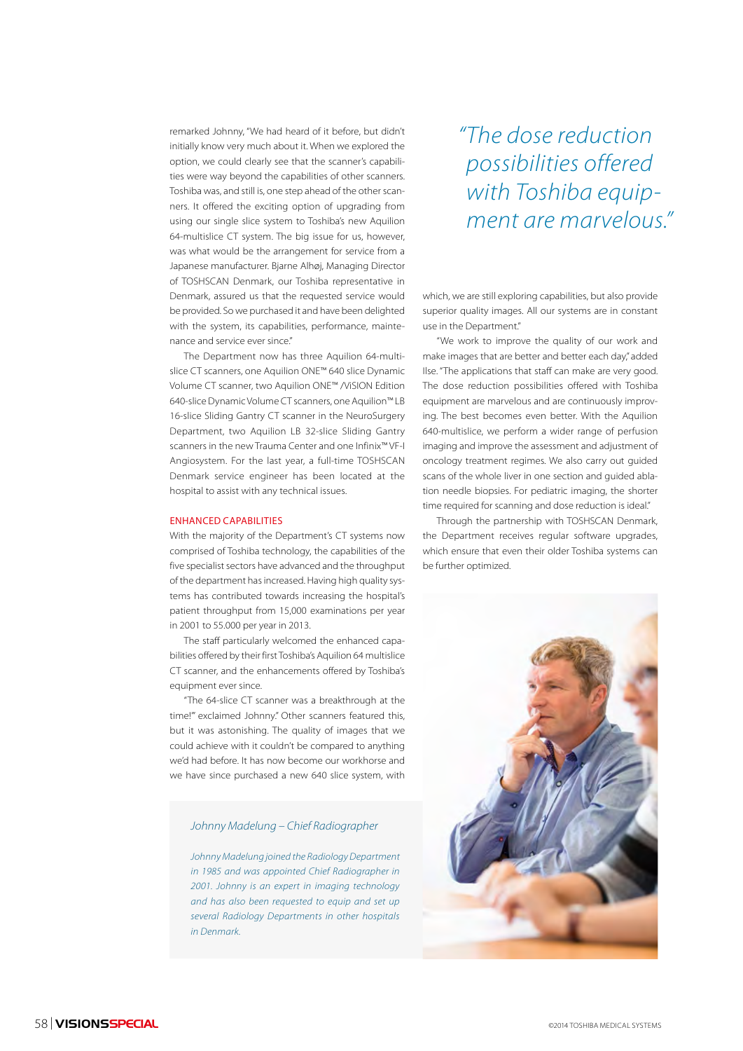remarked Johnny, "We had heard of it before, but didn't initially know very much about it. When we explored the option, we could clearly see that the scanner's capabilities were way beyond the capabilities of other scanners. Toshiba was, and still is, one step ahead of the other scanners. It offered the exciting option of upgrading from using our single slice system to Toshiba's new Aquilion 64-multislice CT system. The big issue for us, however, was what would be the arrangement for service from a Japanese manufacturer. Bjarne Alhøj, Managing Director of TOSHSCAN Denmark, our Toshiba representative in Denmark, assured us that the requested service would be provided. So we purchased it and have been delighted with the system, its capabilities, performance, maintenance and service ever since."

The Department now has three Aquilion 64-multislice CT scanners, one Aquilion ONE™ 640 slice Dynamic Volume CT scanner, two Aquilion ONE™ /VISION Edition 640-slice Dynamic Volume CT scanners, one Aquilion™ LB 16-slice Sliding Gantry CT scanner in the NeuroSurgery Department, two Aquilion LB 32-slice Sliding Gantry scanners in the new Trauma Center and one Infinix™ VF-I Angiosystem. For the last year, a full-time TOSHSCAN Denmark service engineer has been located at the hospital to assist with any technical issues.

## ENHANCED CAPABILITIES

With the majority of the Department's CT systems now comprised of Toshiba technology, the capabilities of the five specialist sectors have advanced and the throughput of the department has increased. Having high quality systems has contributed towards increasing the hospital's patient throughput from 15,000 examinations per year in 2001 to 55.000 per year in 2013.

The staff particularly welcomed the enhanced capabilities offered by their first Toshiba's Aquilion 64 multislice CT scanner, and the enhancements offered by Toshiba's equipment ever since.

"The 64-slice CT scanner was a breakthrough at the time!" exclaimed Johnny." Other scanners featured this, but it was astonishing. The quality of images that we could achieve with it couldn't be compared to anything we'd had before. It has now become our workhorse and we have since purchased a new 640 slice system, with which, we are still exploring capabilities, but also provide superior quality images. All our systems are in constant use in the Department."

"We work to improve the quality of our work and make images that are better and better each day," added Ilse. "The applications that staff can make are very good. The dose reduction possibilities offered with Toshiba equipment are marvelous and are continuously improving. The best becomes even better. With the Aquilion 640-multislice, we perform a wider range of perfusion imaging and improve the assessment and adjustment of oncology treatment regimes. We also carry out guided scans of the whole liver in one section and guided ablation needle biopsies. For pediatric imaging, the shorter time required for scanning and dose reduction is ideal."

Through the partnership with TOSHSCAN Denmark, the Department receives regular software upgrades, which ensure that even their older Toshiba systems can be further optimized.

> *"The dose reduction possibilities offered with Toshiba equipment are marvelous."*

*Johnny Madelung – Chief Radiographer*

*Johnny Madelung joined the Radiology Department in 1985 and was appointed Chief Radiographer in 2001. Johnny is an expert in imaging technology and has also been requested to equip and set up several Radiology Departments in other hospitals in Denmark.*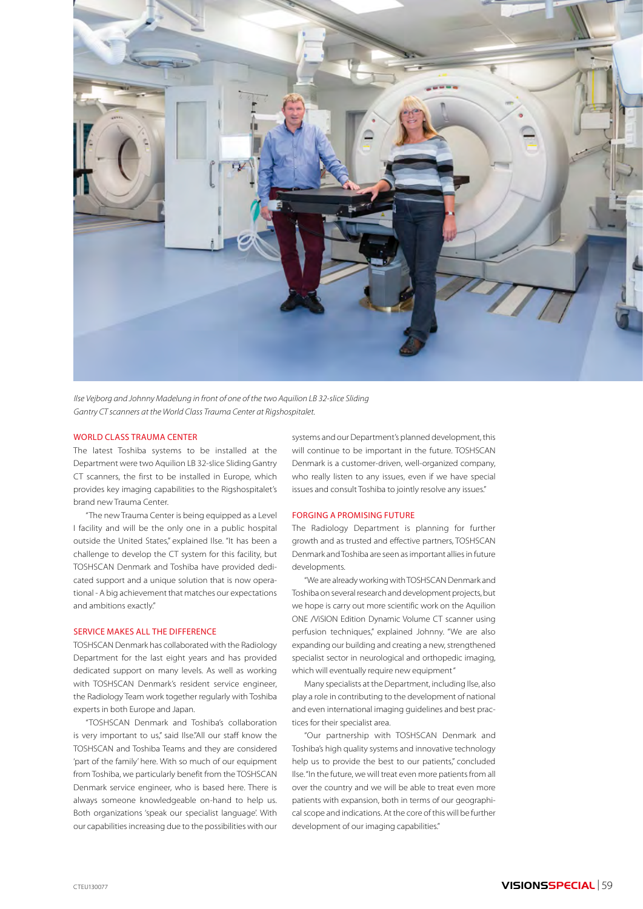*Ilse Vejborg and Johnny Madelung in front of one of the two Aquilion LB 32-slice Sliding Gantry CT scanners at the World Class Trauma Center at Rigshospitalet.*

## WORLD CLASS TRAUMA CENTER

The latest Toshiba systems to be installed at the Department were two Aquilion LB 32-slice Sliding Gantry CT scanners, the first to be installed in Europe, which provides key imaging capabilities to the Rigshospitalet's brand new Trauma Center.

"The new Trauma Center is being equipped as a Level I facility and will be the only one in a public hospital outside the United States," explained Ilse. "It has been a challenge to develop the CT system for this facility, but TOSHSCAN Denmark and Toshiba have provided dedicated support and a unique solution that is now operational - A big achievement that matches our expectations and ambitions exactly."

## SERVICE MAKES ALL THE DIFFERENCE

TOSHSCAN Denmark has collaborated with the Radiology Department for the last eight years and has provided dedicated support on many levels. As well as working with TOSHSCAN Denmark's resident service engineer, the Radiology Team work together regularly with Toshiba experts in both Europe and Japan.

"TOSHSCAN Denmark and Toshiba's collaboration is very important to us," said Ilse."All our staff know the TOSHSCAN and Toshiba Teams and they are considered 'part of the family' here. With so much of our equipment from Toshiba, we particularly benefit from the TOSHSCAN Denmark service engineer, who is based here. There is always someone knowledgeable on-hand to help us. Both organizations 'speak our specialist language'. With our capabilities increasing due to the possibilities with our systems and our Department's planned development, this will continue to be important in the future. TOSHSCAN Denmark is a customer-driven, well-organized company, who really listen to any issues, even if we have special issues and consult Toshiba to jointly resolve any issues."

## FORGING A PROMISING FUTURE

The Radiology Department is planning for further growth and as trusted and effective partners, TOSHSCAN Denmark and Toshiba are seen as important allies in future developments.

"We are already working with TOSHSCAN Denmark and Toshiba on several research and development projects, but we hope is carry out more scientific work on the Aquilion ONE /ViSION Edition Dynamic Volume CT scanner using perfusion techniques," explained Johnny. "We are also expanding our building and creating a new, strengthened specialist sector in neurological and orthopedic imaging, which will eventually require new equipment"

Many specialists at the Department, including Ilse, also play a role in contributing to the development of national and even international imaging guidelines and best practices for their specialist area.

"Our partnership with TOSHSCAN Denmark and Toshiba's high quality systems and innovative technology help us to provide the best to our patients," concluded Ilse. "In the future, we will treat even more patients from all over the country and we will be able to treat even more patients with expansion, both in terms of our geographical scope and indications. At the core of this will be further development of our imaging capabilities."

CTEU130077